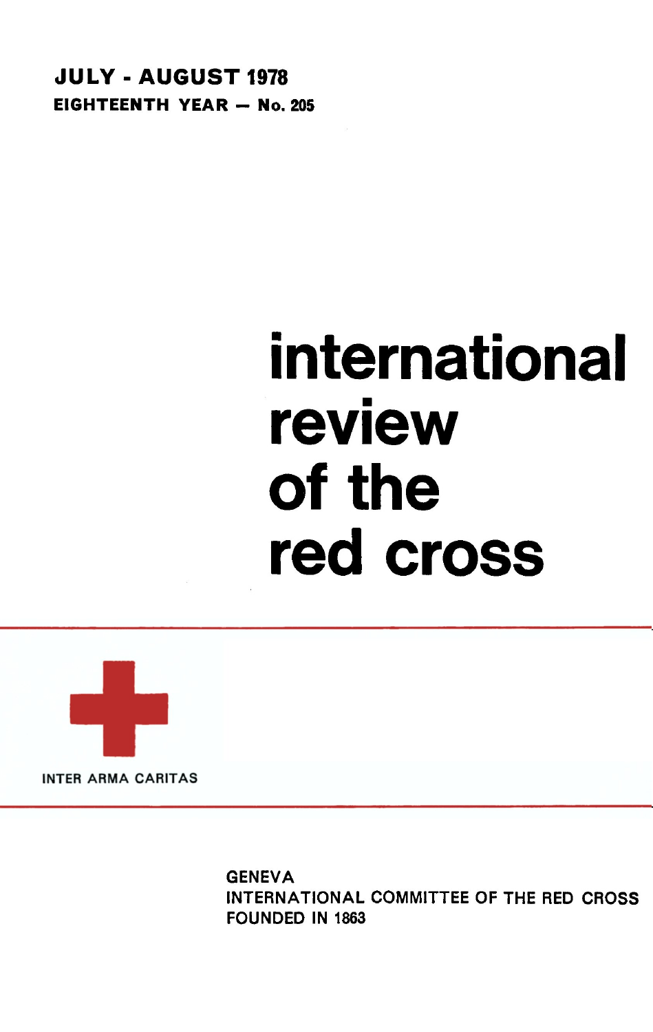**JULY - AUGUST 1978**
**EIGHTEENTH YEAR — No. 205**

# international review of the red cross

INTER ARMA CARITAS

GENEVA
INTERNATIONAL COMMITTEE OF THE RED CROSS
FOUNDED IN 1863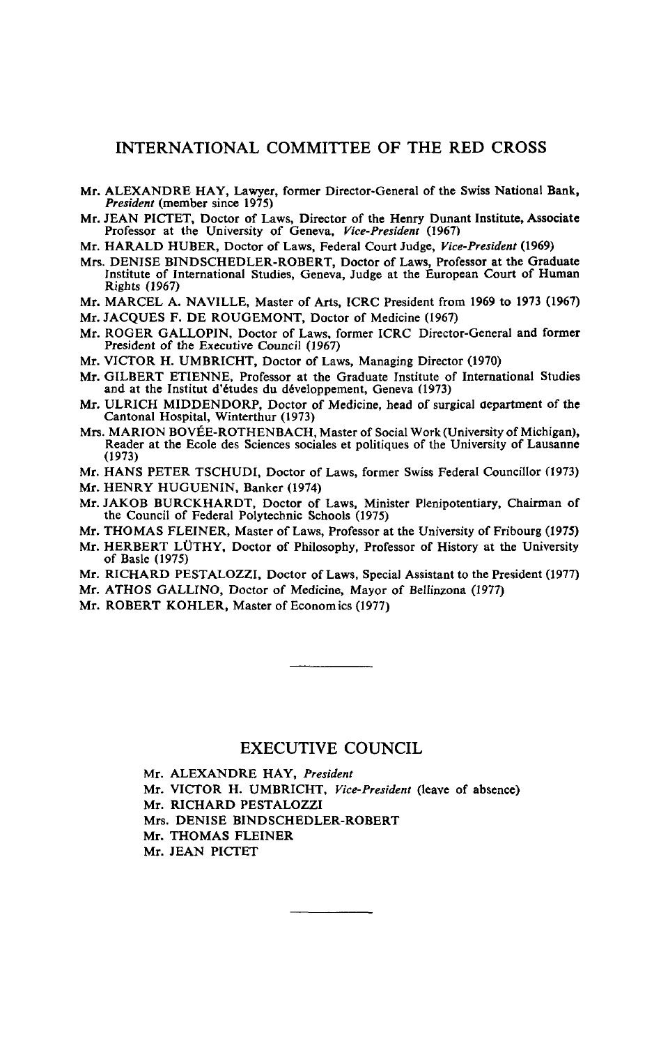## INTERNATIONAL COMMITTEE OF THE RED CROSS

Mr. ALEXANDRE HAY, Lawyer, former Director-General of the Swiss National Bank, *President* (member since 1975)

Mr. JEAN PICTET, Doctor of Laws, Director of the Henry Dunant Institute, Associate Professor at the University of Geneva, *Vice-President* (1967)

Mr. HARALD HUBER, Doctor of Laws, Federal Court Judge, *Vice-President* (1969)

Mrs. DENISE BINDSCHEDLER-ROBERT, Doctor of Laws, Professor at the Graduate Institute of International Studies, Geneva, Judge at the European Court of Human Rights (1967)

Mr. MARCEL A. NAVILLE, Master of Arts, ICRC President from 1969 to 1973 (1967)

Mr. JACQUES F. DE ROUGEMONT, Doctor of Medicine (1967)

Mr. ROGER GALLOPIN, Doctor of Laws, former ICRC Director-General and former President of the Executive Council (1967)

Mr. VICTOR H. UMBRICHT, Doctor of Laws, Managing Director (1970)

Mr. GILBERT ETIENNE, Professor at the Graduate Institute of International Studies and at the Institut d'études du développement, Geneva (1973)

Mr. ULRICH MIDDENDORP, Doctor of Medicine, head of surgical department of the Cantonal Hospital, Winterthur (1973)

Mrs. MARION BOVÉE-ROTHENBACH, Master of Social Work (University of Michigan), Reader at the Ecole des Sciences sociales et politiques of the University of Lausanne (1973)

Mr. HANS PETER TSCHUDI, Doctor of Laws, former Swiss Federal Councillor (1973)

Mr. HENRY HUGUENIN, Banker (1974)

Mr. JAKOB BURCKHARDT, Doctor of Laws, Minister Plenipotentiary, Chairman of the Council of Federal Polytechnic Schools (1975)

Mr. THOMAS FLEINER, Master of Laws, Professor at the University of Fribourg (1975)

Mr. HERBERT LÜTHY, Doctor of Philosophy, Professor of History at the University of Basle (1975)

Mr. RICHARD PESTALOZZI, Doctor of Laws, Special Assistant to the President (1977)

Mr. ATHOS GALLINO, Doctor of Medicine, Mayor of Bellinzona (1977)

Mr. ROBERT KOHLER, Master of Economics (1977)

---

## EXECUTIVE COUNCIL

Mr. ALEXANDRE HAY, *President*

Mr. VICTOR H. UMBRICHT, *Vice-President* (leave of absence)

Mr. RICHARD PESTALOZZI

Mrs. DENISE BINDSCHEDLER-ROBERT

Mr. THOMAS FLEINER

Mr. JEAN PICTET

---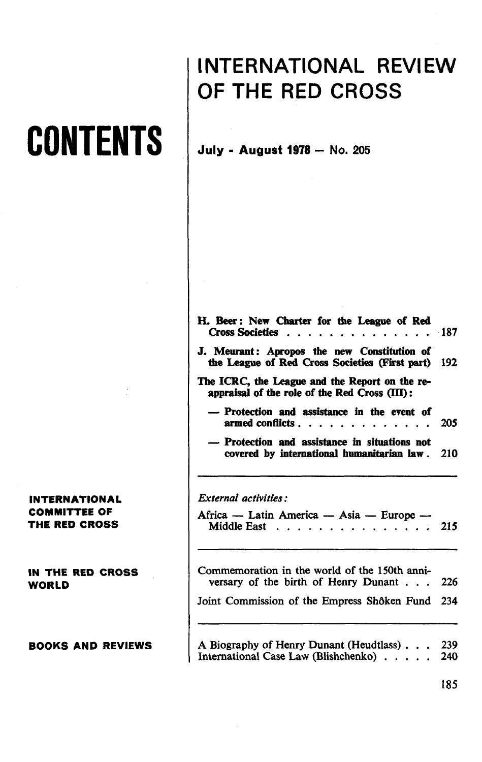# CONTENTS

# INTERNATIONAL REVIEW OF THE RED CROSS

**July - August 1978 — No. 205**

**H. Beer: New Charter for the League of Red Cross Societies** . . . . . . . . . . . . . . 187

**J. Meurant: Apropos the new Constitution of the League of Red Cross Societies (First part)** 192

**The ICRC, the League and the Report on the re-appraisal of the role of the Red Cross (III):**

- **Protection and assistance in the event of armed conflicts** . . . . . . . . . . . . . 205
- **Protection and assistance in situations not covered by international humanitarian law** . 210

---

**INTERNATIONAL COMMITTEE OF THE RED CROSS**

*External activities:*

Africa — Latin America — Asia — Europe — Middle East . . . . . . . . . . . . . . . 215

---

**IN THE RED CROSS WORLD**

Commemoration in the world of the 150th anniversary of the birth of Henry Dunant . . . 226

Joint Commission of the Empress Shôken Fund 234

---

**BOOKS AND REVIEWS**

A Biography of Henry Dunant (Heudtlass) . . . 239

International Case Law (Blishchenko) . . . . . 240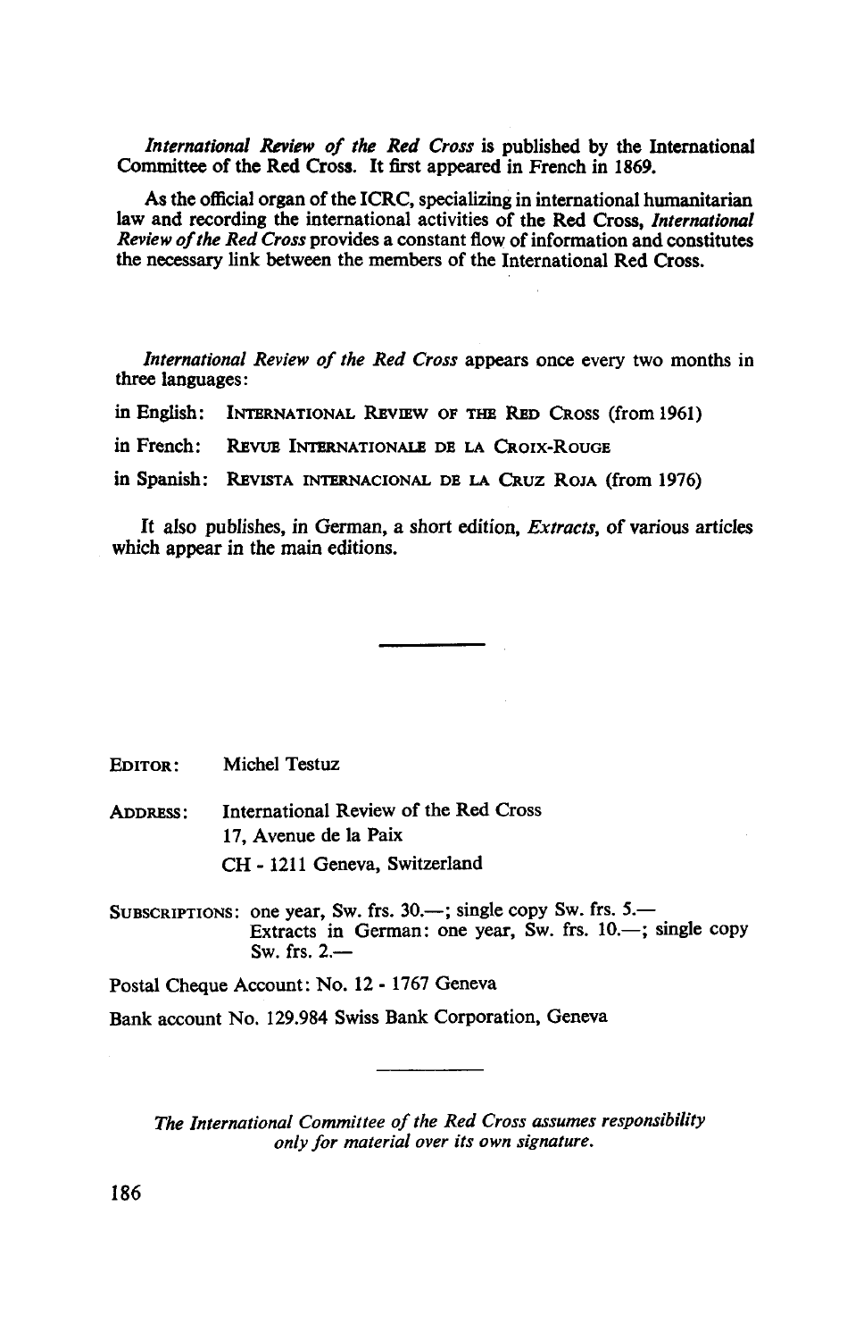*International Review of the Red Cross* is published by the International Committee of the Red Cross. It first appeared in French in 1869.

As the official organ of the ICRC, specializing in international humanitarian law and recording the international activities of the Red Cross, *International Review of the Red Cross* provides a constant flow of information and constitutes the necessary link between the members of the International Red Cross.

*International Review of the Red Cross* appears once every two months in three languages:

in English: INTERNATIONAL REVIEW OF THE RED CROSS (from 1961)

in French: REVUE INTERNATIONALE DE LA CROIX-ROUGE

in Spanish: REVISTA INTERNACIONAL DE LA CRUZ ROJA (from 1976)

It also publishes, in German, a short edition, *Extracts*, of various articles which appear in the main editions.

---

EDITOR: Michel Testuz

ADDRESS: International Review of the Red Cross
17, Avenue de la Paix
CH - 1211 Geneva, Switzerland

SUBSCRIPTIONS: one year, Sw. frs. 30.—; single copy Sw. frs. 5.—
Extracts in German: one year, Sw. frs. 10.—; single copy Sw. frs. 2.—

Postal Cheque Account: No. 12 - 1767 Geneva

Bank account No. 129.984 Swiss Bank Corporation, Geneva

---

*The International Committee of the Red Cross assumes responsibility only for material over its own signature.*